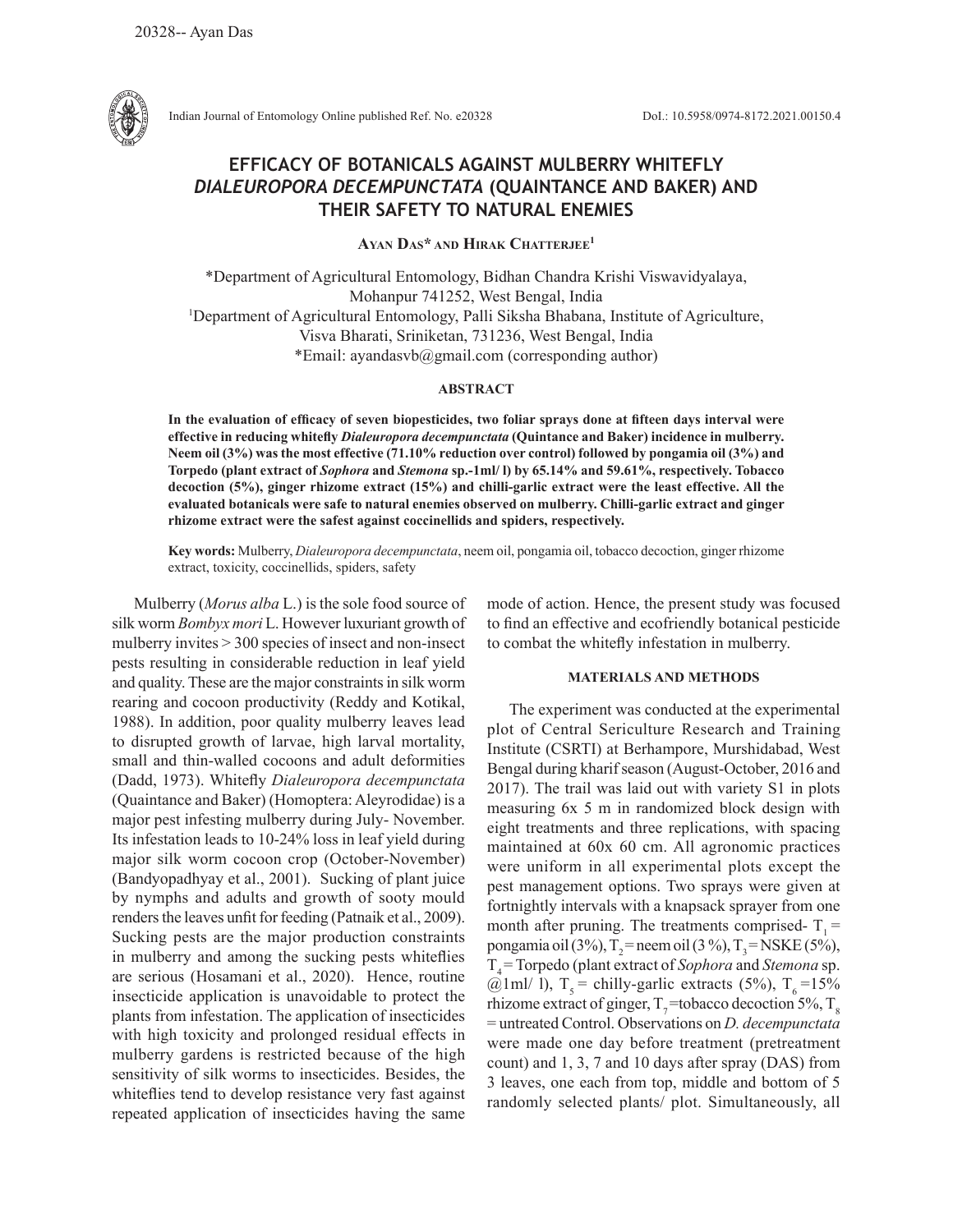# EFFICACY OF BOTANICALS AGAINST MULBERRY WHITEFLY *DIALEUROPORA DECEMPUNCTATA* (QUAINTANCE AND BAKER) AND THEIR SAFETY TO NATURAL ENEMIES

**Ayan Das\* and Hirak Chatterjee[1]**

\*Department of Agricultural Entomology, Bidhan Chandra Krishi Viswavidyalaya, Mohanpur 741252, West Bengal, India

[1]Department of Agricultural Entomology, Palli Siksha Bhabana, Institute of Agriculture, Visva Bharati, Sriniketan, 731236, West Bengal, India

\*Email: ayandasvb@gmail.com (corresponding author)

### ABSTRACT

**In the evaluation of efficacy of seven biopesticides, two foliar sprays done at fifteen days interval were effective in reducing whitefly *Dialeuropora decempunctata* (Quintance and Baker) incidence in mulberry. Neem oil (3%) was the most effective (71.10% reduction over control) followed by pongamia oil (3%) and Torpedo (plant extract of *Sophora* and *Stemona* sp.-1ml/ l) by 65.14% and 59.61%, respectively. Tobacco decoction (5%), ginger rhizome extract (15%) and chilli-garlic extract were the least effective. All the evaluated botanicals were safe to natural enemies observed on mulberry. Chilli-garlic extract and ginger rhizome extract were the safest against coccinellids and spiders, respectively.**

**Key words:** Mulberry, *Dialeuropora decempunctata*, neem oil, pongamia oil, tobacco decoction, ginger rhizome extract, toxicity, coccinellids, spiders, safety

Mulberry (*Morus alba* L.) is the sole food source of silk worm *Bombyx mori* L. However luxuriant growth of mulberry invites > 300 species of insect and non-insect pests resulting in considerable reduction in leaf yield and quality. These are the major constraints in silk worm rearing and cocoon productivity (Reddy and Kotikal, 1988). In addition, poor quality mulberry leaves lead to disrupted growth of larvae, high larval mortality, small and thin-walled cocoons and adult deformities (Dadd, 1973). Whitefly *Dialeuropora decempunctata* (Quaintance and Baker) (Homoptera: Aleyrodidae) is a major pest infesting mulberry during July- November. Its infestation leads to 10-24% loss in leaf yield during major silk worm cocoon crop (October-November) (Bandyopadhyay et al., 2001). Sucking of plant juice by nymphs and adults and growth of sooty mould renders the leaves unfit for feeding (Patnaik et al., 2009). Sucking pests are the major production constraints in mulberry and among the sucking pests whiteflies are serious (Hosamani et al., 2020). Hence, routine insecticide application is unavoidable to protect the plants from infestation. The application of insecticides with high toxicity and prolonged residual effects in mulberry gardens is restricted because of the high sensitivity of silk worms to insecticides. Besides, the whiteflies tend to develop resistance very fast against repeated application of insecticides having the same mode of action. Hence, the present study was focused to find an effective and ecofriendly botanical pesticide to combat the whitefly infestation in mulberry.

## MATERIALS AND METHODS

The experiment was conducted at the experimental plot of Central Sericulture Research and Training Institute (CSRTI) at Berhampore, Murshidabad, West Bengal during kharif season (August-October, 2016 and 2017). The trail was laid out with variety S1 in plots measuring 6x 5 m in randomized block design with eight treatments and three replications, with spacing maintained at 60x 60 cm. All agronomic practices were uniform in all experimental plots except the pest management options. Two sprays were given at fortnightly intervals with a knapsack sprayer from one month after pruning. The treatments comprised- $T_1$ = pongamia oil (3%), $T_2$ = neem oil (3 %), $T_3$ = NSKE (5%), $T_4$ = Torpedo (plant extract of *Sophora* and *Stemona* sp. @1ml/ l), $T_5$ = chilly-garlic extracts (5%), $T_6$ =15% rhizome extract of ginger, $T_7$ =tobacco decoction 5%, $T_8$ = untreated Control. Observations on *D. decempunctata* were made one day before treatment (pretreatment count) and 1, 3, 7 and 10 days after spray (DAS) from 3 leaves, one each from top, middle and bottom of 5 randomly selected plants/ plot. Simultaneously, all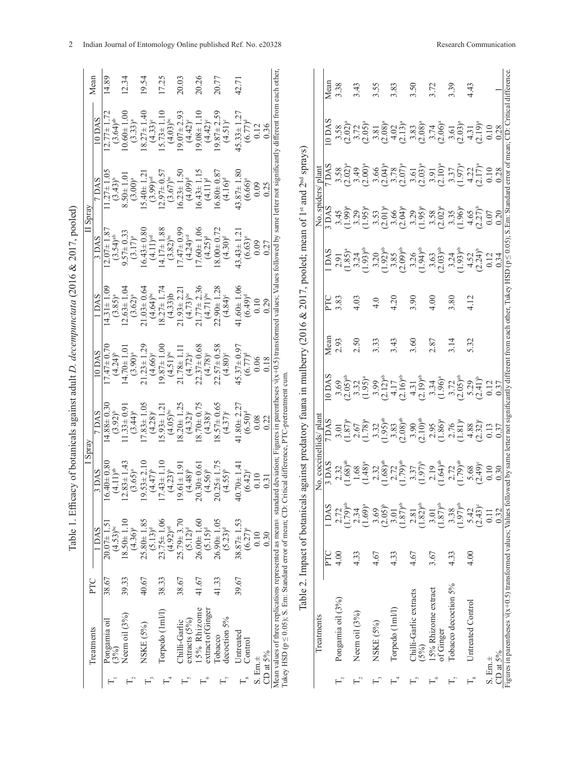Table 1. Efficacy of botanicals against adult *D. decempunctata* (2016 & 2017, pooled)

| | Treatments | PTC | I Spray | | | | II Spray | | | | Mean |
|---|---|---|---|---|---|---|---|---|---|---|---|
| | | | 1 DAS | 3 DAS | 7 DAS | 10 DAS | 1 DAS | 3 DAS | 7 DAS | 10 DAS | |
| $T_1$ | Pongamia oil (3%) | 38.67 | 20.07± 1.51 (4.53)[bc] | 16.40± 0.80 (4.11)[ab] | 14.88± 0.30 (3.92)[b] | 17.47± 0.70 (4.24)[b] | 14.31± 1.09 (3.85)[a] | 12.07± 1.87 (3.54)[ab] | 11.27± 1.05 (3.43)[b] | 12.77± 1.72 (3.64)[ab] | 14.89 |
| $T_2$ | Neem oil (3%) | 39.33 | 18.50± 1.10 (4.36)[a] | 12.83± 1.43 (3.65)[a] | 11.33± 0.91 (3.44)[a] | 14.70± 1.01 (3.90)[a] | 12.63± 1.04 (3.62)[a] | 9.57± 0.33 (3.17)[a] | 8.50± 1.01 (3.00)[a] | 10.60± 1.00 (3.33)[a] | 12.34 |
| $T_3$ | NSKE (5%) | 40.67 | 25.80± 1.85 (5.13)[d] | 19.53± 2.10 (4.47)[b] | 17.83± 1.05 (4.28)[c] | 21.23± 1.29 (4.66)[c] | 21.03± 0.64 (4.64)[bc] | 16.43± 0.80 (4.11)[cd] | 15.40± 1.21 (3.99)[cd] | 18.27± 1.40 (4.33)[c] | 19.54 |
| $T_4$ | Torpedo (1ml/l) | 38.33 | 23.75± 1.06 (4.92)[cd] | 17.43± 1.10 (4.23)[b] | 15.93± 1.21 (4.05)[bc] | 19.87± 1.00 (4.51)[bc] | 18.27± 1.74 (4.33)b | 14.17± 1.88 (3.82)[bc] | 12.97± 0.57 (3.67)[bc] | 15.73± 1.10 (4.03)[bc] | 17.25 |
| $T_5$ | Chilli-Garlic extracts (5%) | 38.67 | 25.79± 3.70 (5.12)[d] | 19.61± 1.91 (4.48)[b] | 18.20± 1.25 (4.32)[c] | 21.78± 1.11 (4.72)[c] | 21.93± 2.21 (4.73)[bc] | 17.47± 0.99 (4.24)[cd] | 16.23± 1.50 (4.09)[d] | 19.07± 2.93 (4.42)[c] | 20.03 |
| $T_6$ | 15% Rhizome extract of Ginger | 41.67 | 26.00± 1.60 (5.15)[d] | 20.30± 0.61 (4.56)[b] | 18.70± 0.75 (4.38)[c] | 22.37± 0.68 (4.78)[c] | 21.77± 2.36 (4.71)[bc] | 17.60± 1.06 (4.25)[d] | 16.43± 1.15 (4.11)[d] | 19.08± 1.10 (4.42)[c] | 20.26 |
| $T_7$ | Tobacco decoction 5% | 41.33 | 26.90± 1.05 (5.23)[d] | 20.25± 1.75 (4.55)[b] | 18.57± 0.65 (4.37)[c] | 22.57± 0.58 (4.80)[c] | 22.90± 1.28 (4.84)[c] | 18.00± 0.72 (4.30)[d] | 16.80± 0.87 (4.16)[d] | 19.87± 2.59 (4.51)[c] | 20.77 |
| $T_8$ | Untreated Control | 39.67 | 38.87± 1.53 (6.27)[e] | 40.70± 1.41 (6.42)[c] | 41.80± 2.27 (6.50)[d] | 45.37± 0.97 (6.77)[d] | 41.60± 1.06 (6.49)[d] | 43.43± 1.21 (6.63)[e] | 43.87± 1.80 (6.66)[e] | 45.33± 1.27 (6.77)[d] | 42.71 |
| | S. Em.± | | 0.10 | 0.10 | 0.08 | 0.06 | 0.10 | 0.09 | 0.09 | 0.12 | |
| | CD at 5% | | 0.30 | 0.31 | 0.22 | 0.18 | 0.29 | 0.27 | 0.25 | 0.36 | |

Mean values of three replications represented as mean± standard deviation; Figures in parentheses √(x+0.5) transformed values; Values followed by same letter not significantly different from each other, Tukey HSD (p ≤ 0.05); S. Em: Standard error of mean; CD: Critical difference, PTC-pretreatment cum.

Table 2. Impact of botanicals against predatory fauna in mulberry (2016 & 2017, pooled; mean of 1[st] and 2[nd] sprays)

| | Treatments | No. coccinellids/ plant | | | | | | No. spiders/ plant | | | | | |
|---|---|---|---|---|---|---|---|---|---|---|---|---|---|
| | | PTC | 1 DAS | 3 DAS | 7 DAS | 10 DAS | Mean | PTC | 1 DAS | 3 DAS | 7 DAS | 10 DAS | Mean |
| $T_1$ | Pongamia oil (3%) | 4.00 | 2.72 (1.79)[ab] | 2.32 (1.68)[ab] | 3.01 (1.87)[a] | 3.69 (2.05)[ab] | 2.93 | 3.83 | 2.91 (1.85)[a] | 3.45 (1.99)[a] | 3.58 (2.02)[a] | 3.58 (2.02)[a] | 3.38 |
| $T_2$ | Neem oil (3%) | 4.33 | 2.34 (1.69)[a] | 1.68 (1.48)[a] | 2.67 (1.78)[a] | 3.32 (1.95)[a] | 2.50 | 4.03 | 3.24 (1.93)[ab] | 3.29 (1.95)[a] | 3.49 (2.00)[a] | 3.72 (2.05)[a] | 3.43 |
| $T_3$ | NSKE (5%) | 4.67 | 3.69 (2.05)[b] | 2.32 (1.68)[ab] | 3.32 (1.95)[ab] | 3.99 (2.12)[ab] | 3.33 | 4.0 | 3.20 (1.92)[ab] | 3.53 (2.01)[a] | 3.66 (2.04)[a] | 3.81 (2.08)[a] | 3.55 |
| $T_4$ | Torpedo (1ml/l) | 4.33 | 3.01 (1.87)[ab] | 2.72 (1.79)[ab] | 3.83 (2.08)[ab] | 4.17 (2.16)[ab] | 3.43 | 4.20 | 3.85 (2.09)[ab] | 3.66 (2.04)[a] | 3.78 (2.07)[a] | 4.02 (2.13)[a] | 3.83 |
| $T_5$ | Chilli-Garlic extracts (5%) | 4.67 | 2.81 (1.82)[ab] | 3.37 (1.97)[b] | 3.90 (2.10)[ab] | 4.31 (2.19)[ab] | 3.60 | 3.90 | 3.26 (1.94)[ab] | 3.29 (1.95)[a] | 3.61 (2.03)[a] | 3.83 (2.08)[a] | 3.50 |
| $T_6$ | 15% Rhizome extract of Ginger | 3.67 | 3.01 (1.87)[ab] | 2.19 (1.64)[ab] | 2.95 (1.86)[a] | 3.34 (1.96)[a] | 2.87 | 4.00 | 3.63 (2.03)[ab] | 3.58 (2.02)[a] | 3.91 (2.10)[a] | 3.74 (2.06)[a] | 3.72 |
| $T_7$ | Tobacco decoction 5% | 4.33 | 3.38 (1.97)[ab] | 2.72 (1.79)[ab] | 2.76 (1.81)[a] | 3.72 (2.05)[ab] | 3.14 | 3.80 | 3.24 (1.93)[ab] | 3.35 (1.96)[a] | 3.37 (1.97)[a] | 3.61 (2.03)[a] | 3.39 |
| $T_8$ | Untreated Control | 4.00 | 5.42 (2.43)[c] | 5.68 (2.49)[c] | 4.88 (2.32)[c] | 5.29 (2.41)[b] | 5.32 | 4.12 | 4.52 (2.24)[b] | 4.65 (2.27)[b] | 4.22 (2.17)[a] | 4.31 (2.19)[a] | 4.43 |
| | S. Em.± | | 0.11 | 0.10 | 0.13 | 0.12 | | | 0.12 | 0.07 | 0.10 | 0.10 | |
| | CD at 5% | | 0.32 | 0.30 | 0.37 | 0.37 | | | 0.34 | 0.20 | 0.28 | 0.28 | |

Figures in parentheses √(x+0.5) transformed values; Values followed by same letter not significantly different from each other, Tukey HSD (p ≤ 0.05); S. Em: Standard error of mean; CD: Critical difference.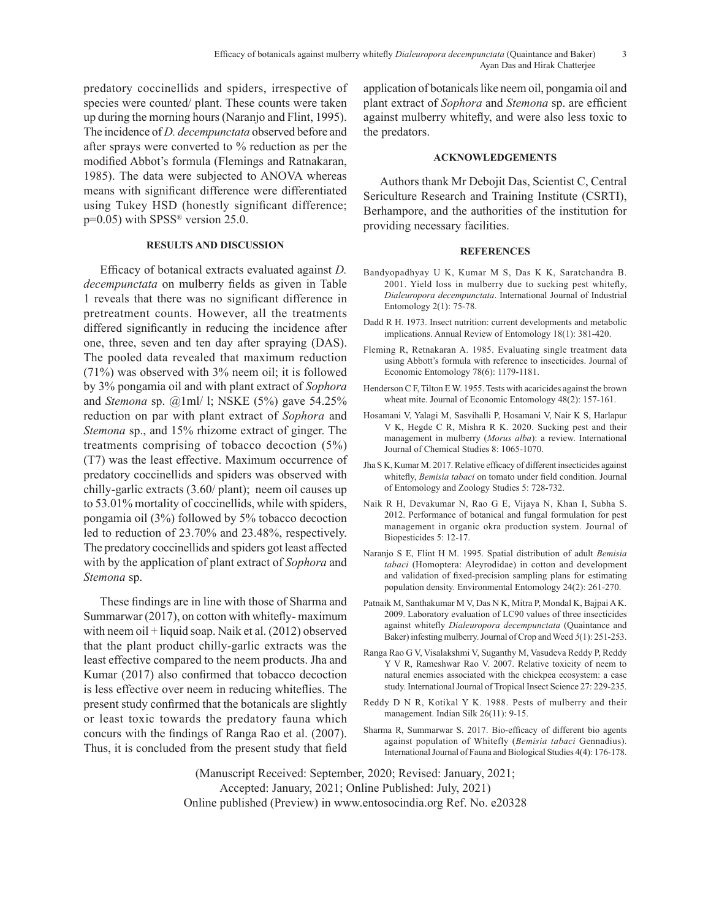predatory coccinellids and spiders, irrespective of species were counted/ plant. These counts were taken up during the morning hours (Naranjo and Flint, 1995). The incidence of *D. decempunctata* observed before and after sprays were converted to % reduction as per the modified Abbot's formula (Flemings and Ratnakaran, 1985). The data were subjected to ANOVA whereas means with significant difference were differentiated using Tukey HSD (honestly significant difference; p=0.05) with SPSS® version 25.0.

## RESULTS AND DISCUSSION

Efficacy of botanical extracts evaluated against *D. decempunctata* on mulberry fields as given in Table 1 reveals that there was no significant difference in pretreatment counts. However, all the treatments differed significantly in reducing the incidence after one, three, seven and ten day after spraying (DAS). The pooled data revealed that maximum reduction (71%) was observed with 3% neem oil; it is followed by 3% pongamia oil and with plant extract of *Sophora* and *Stemona* sp. @1ml/ l; NSKE (5%) gave 54.25% reduction on par with plant extract of *Sophora* and *Stemona* sp., and 15% rhizome extract of ginger. The treatments comprising of tobacco decoction (5%) (T7) was the least effective. Maximum occurrence of predatory coccinellids and spiders was observed with chilly-garlic extracts (3.60/ plant); neem oil causes up to 53.01% mortality of coccinellids, while with spiders, pongamia oil (3%) followed by 5% tobacco decoction led to reduction of 23.70% and 23.48%, respectively. The predatory coccinellids and spiders got least affected with by the application of plant extract of *Sophora* and *Stemona* sp.

These findings are in line with those of Sharma and Summarwar (2017), on cotton with whitefly- maximum with neem oil + liquid soap. Naik et al. (2012) observed that the plant product chilly-garlic extracts was the least effective compared to the neem products. Jha and Kumar (2017) also confirmed that tobacco decoction is less effective over neem in reducing whiteflies. The present study confirmed that the botanicals are slightly or least toxic towards the predatory fauna which concurs with the findings of Ranga Rao et al. (2007). Thus, it is concluded from the present study that field application of botanicals like neem oil, pongamia oil and plant extract of *Sophora* and *Stemona* sp. are efficient against mulberry whitefly, and were also less toxic to the predators.

## ACKNOWLEDGEMENTS

Authors thank Mr Debojit Das, Scientist C, Central Sericulture Research and Training Institute (CSRTI), Berhampore, and the authorities of the institution for providing necessary facilities.

## REFERENCES

Bandyopadhyay U K, Kumar M S, Das K K, Saratchandra B. 2001. Yield loss in mulberry due to sucking pest whitefly, *Dialeuropora decempunctata*. International Journal of Industrial Entomology 2(1): 75-78.

Dadd R H. 1973. Insect nutrition: current developments and metabolic implications. Annual Review of Entomology 18(1): 381-420.

Fleming R, Retnakaran A. 1985. Evaluating single treatment data using Abbott's formula with reference to insecticides. Journal of Economic Entomology 78(6): 1179-1181.

Henderson C F, Tilton E W. 1955. Tests with acaricides against the brown wheat mite. Journal of Economic Entomology 48(2): 157-161.

Hosamani V, Yalagi M, Sasvihalli P, Hosamani V, Nair K S, Harlapur V K, Hegde C R, Mishra R K. 2020. Sucking pest and their management in mulberry (*Morus alba*): a review. International Journal of Chemical Studies 8: 1065-1070.

Jha S K, Kumar M. 2017. Relative efficacy of different insecticides against whitefly, *Bemisia tabaci* on tomato under field condition. Journal of Entomology and Zoology Studies 5: 728-732.

Naik R H, Devakumar N, Rao G E, Vijaya N, Khan I, Subha S. 2012. Performance of botanical and fungal formulation for pest management in organic okra production system. Journal of Biopesticides 5: 12-17.

Naranjo S E, Flint H M. 1995. Spatial distribution of adult *Bemisia tabaci* (Homoptera: Aleyrodidae) in cotton and development and validation of fixed-precision sampling plans for estimating population density. Environmental Entomology 24(2): 261-270.

Patnaik M, Santhakumar M V, Das N K, Mitra P, Mondal K, Bajpai A K. 2009. Laboratory evaluation of LC90 values of three insecticides against whitefly *Dialeuropora decempunctata* (Quaintance and Baker) infesting mulberry. Journal of Crop and Weed *5*(1): 251-253.

Ranga Rao G V, Visalakshmi V, Suganthy M, Vasudeva Reddy P, Reddy Y V R, Rameshwar Rao V. 2007. Relative toxicity of neem to natural enemies associated with the chickpea ecosystem: a case study. International Journal of Tropical Insect Science 27: 229-235.

Reddy D N R, Kotikal Y K. 1988. Pests of mulberry and their management. Indian Silk 26(11): 9-15.

Sharma R, Summarwar S. 2017. Bio-efficacy of different bio agents against population of Whitefly (*Bemisia tabaci* Gennadius). International Journal of Fauna and Biological Studies 4(4): 176-178.

(Manuscript Received: September, 2020; Revised: January, 2021; Accepted: January, 2021; Online Published: July, 2021)
Online published (Preview) in www.entosocindia.org Ref. No. e20328